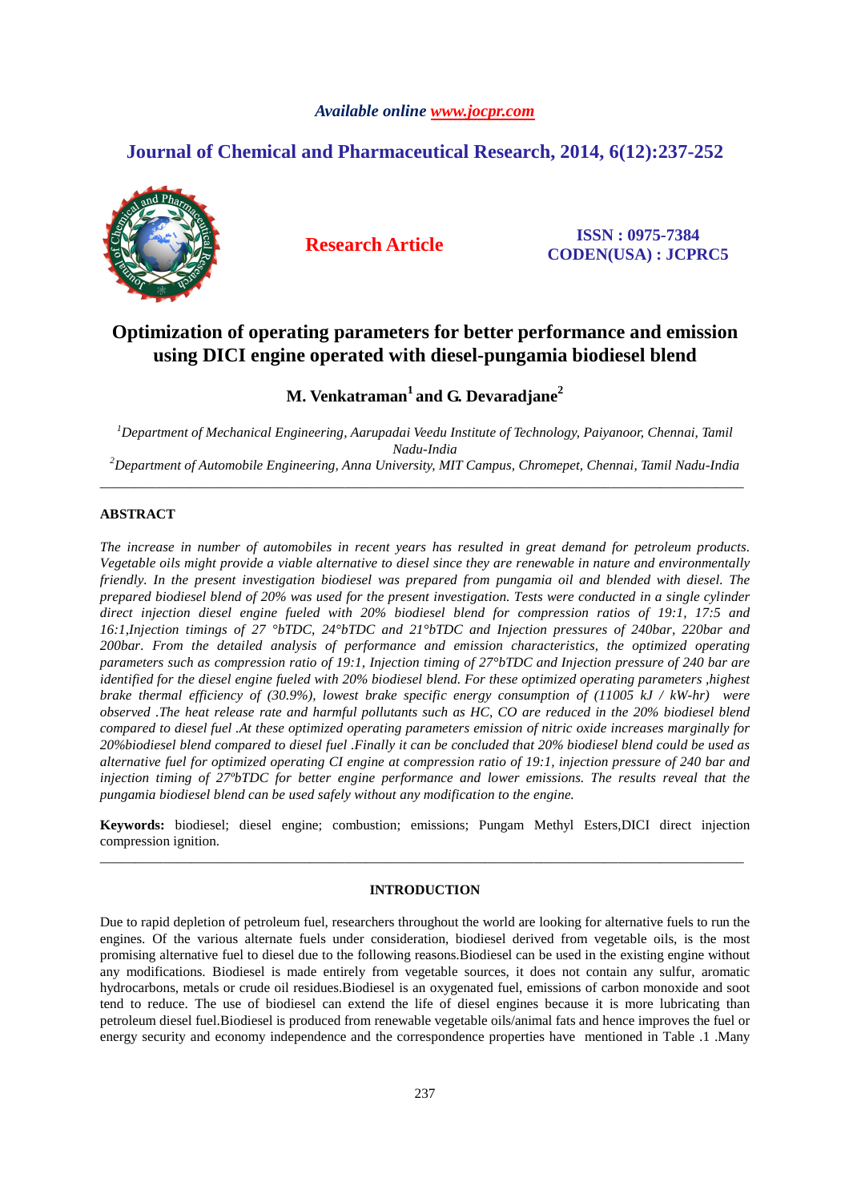*Available online www.jocpr.com*

**Journal of Chemical and Pharmaceutical Research, 2014, 6(12):237-252**

**Research Article**

**ISSN : 0975-7384**
**CODEN(USA) : JCPRC5**

# Optimization of operating parameters for better performance and emission using DICI engine operated with diesel-pungamia biodiesel blend

**M. Venkatraman[1] and G. Devaradjane[2]**

*[1]Department of Mechanical Engineering, Aarupadai Veedu Institute of Technology, Paiyanoor, Chennai, Tamil Nadu-India*
*[2]Department of Automobile Engineering, Anna University, MIT Campus, Chromepet, Chennai, Tamil Nadu-India*

---

## ABSTRACT

*The increase in number of automobiles in recent years has resulted in great demand for petroleum products. Vegetable oils might provide a viable alternative to diesel since they are renewable in nature and environmentally friendly. In the present investigation biodiesel was prepared from pungamia oil and blended with diesel. The prepared biodiesel blend of 20% was used for the present investigation. Tests were conducted in a single cylinder direct injection diesel engine fueled with 20% biodiesel blend for compression ratios of 19:1, 17:5 and 16:1,Injection timings of 27 °bTDC, 24°bTDC and 21°bTDC and Injection pressures of 240bar, 220bar and 200bar. From the detailed analysis of performance and emission characteristics, the optimized operating parameters such as compression ratio of 19:1, Injection timing of 27°bTDC and Injection pressure of 240 bar are identified for the diesel engine fueled with 20% biodiesel blend. For these optimized operating parameters ,highest brake thermal efficiency of (30.9%), lowest brake specific energy consumption of (11005 kJ / kW-hr) were observed .The heat release rate and harmful pollutants such as HC, CO are reduced in the 20% biodiesel blend compared to diesel fuel .At these optimized operating parameters emission of nitric oxide increases marginally for 20%biodiesel blend compared to diesel fuel .Finally it can be concluded that 20% biodiesel blend could be used as alternative fuel for optimized operating CI engine at compression ratio of 19:1, injection pressure of 240 bar and injection timing of 27ºbTDC for better engine performance and lower emissions. The results reveal that the pungamia biodiesel blend can be used safely without any modification to the engine.*

**Keywords:** biodiesel; diesel engine; combustion; emissions; Pungam Methyl Esters,DICI direct injection compression ignition.

---

## INTRODUCTION

Due to rapid depletion of petroleum fuel, researchers throughout the world are looking for alternative fuels to run the engines. Of the various alternate fuels under consideration, biodiesel derived from vegetable oils, is the most promising alternative fuel to diesel due to the following reasons.Biodiesel can be used in the existing engine without any modifications. Biodiesel is made entirely from vegetable sources, it does not contain any sulfur, aromatic hydrocarbons, metals or crude oil residues.Biodiesel is an oxygenated fuel, emissions of carbon monoxide and soot tend to reduce. The use of biodiesel can extend the life of diesel engines because it is more lubricating than petroleum diesel fuel.Biodiesel is produced from renewable vegetable oils/animal fats and hence improves the fuel or energy security and economy independence and the correspondence properties have mentioned in Table .1 .Many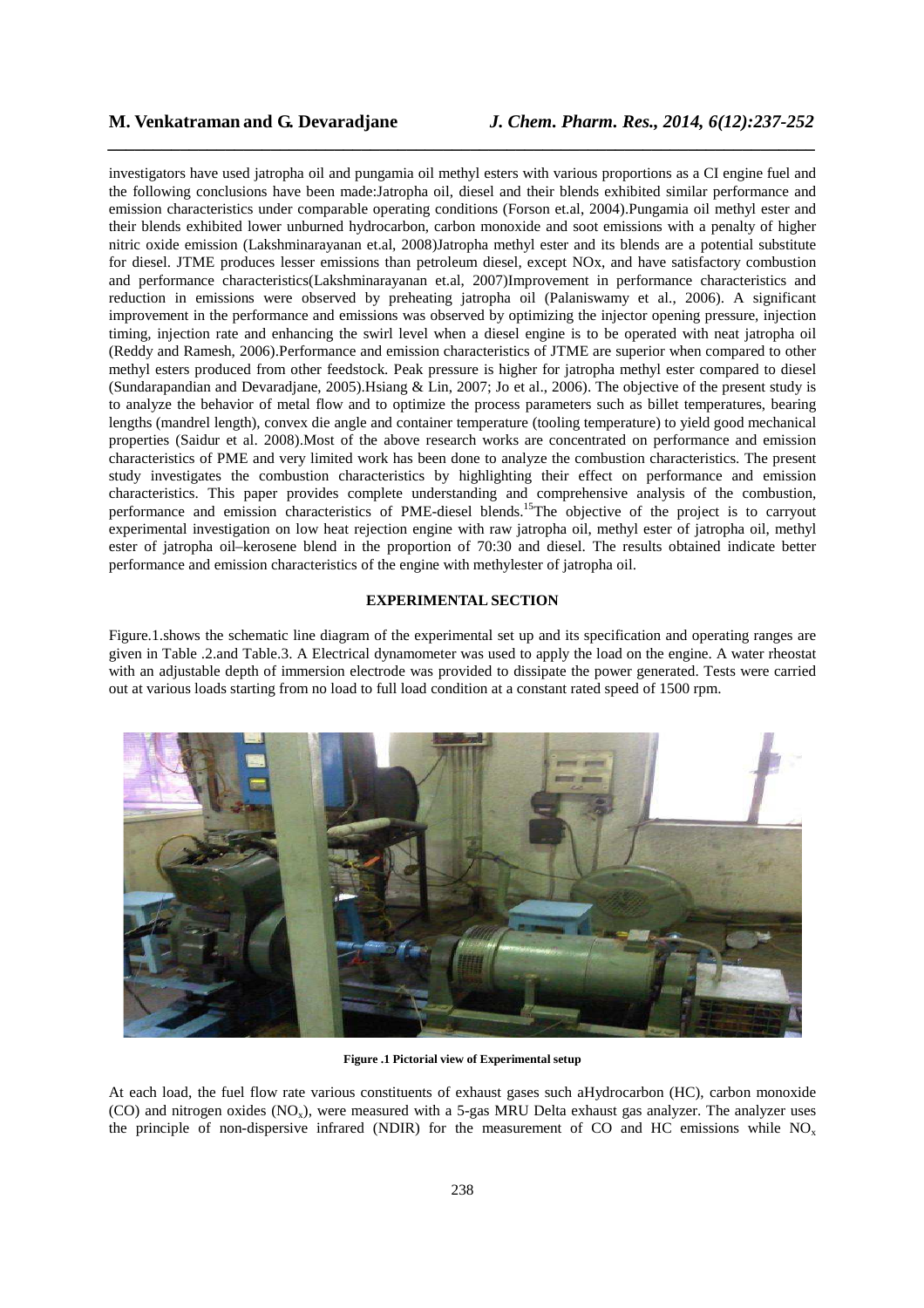investigators have used jatropha oil and pungamia oil methyl esters with various proportions as a CI engine fuel and the following conclusions have been made:Jatropha oil, diesel and their blends exhibited similar performance and emission characteristics under comparable operating conditions (Forson et.al, 2004).Pungamia oil methyl ester and their blends exhibited lower unburned hydrocarbon, carbon monoxide and soot emissions with a penalty of higher nitric oxide emission (Lakshminarayanan et.al, 2008)Jatropha methyl ester and its blends are a potential substitute for diesel. JTME produces lesser emissions than petroleum diesel, except NOx, and have satisfactory combustion and performance characteristics(Lakshminarayanan et.al, 2007)Improvement in performance characteristics and reduction in emissions were observed by preheating jatropha oil (Palaniswamy et al., 2006). A significant improvement in the performance and emissions was observed by optimizing the injector opening pressure, injection timing, injection rate and enhancing the swirl level when a diesel engine is to be operated with neat jatropha oil (Reddy and Ramesh, 2006).Performance and emission characteristics of JTME are superior when compared to other methyl esters produced from other feedstock. Peak pressure is higher for jatropha methyl ester compared to diesel (Sundarapandian and Devaradjane, 2005).Hsiang & Lin, 2007; Jo et al., 2006). The objective of the present study is to analyze the behavior of metal flow and to optimize the process parameters such as billet temperatures, bearing lengths (mandrel length), convex die angle and container temperature (tooling temperature) to yield good mechanical properties (Saidur et al. 2008).Most of the above research works are concentrated on performance and emission characteristics of PME and very limited work has been done to analyze the combustion characteristics. The present study investigates the combustion characteristics by highlighting their effect on performance and emission characteristics. This paper provides complete understanding and comprehensive analysis of the combustion, performance and emission characteristics of PME-diesel blends.[15]The objective of the project is to carryout experimental investigation on low heat rejection engine with raw jatropha oil, methyl ester of jatropha oil, methyl ester of jatropha oil–kerosene blend in the proportion of 70:30 and diesel. The results obtained indicate better performance and emission characteristics of the engine with methylester of jatropha oil.

## EXPERIMENTAL SECTION

Figure.1.shows the schematic line diagram of the experimental set up and its specification and operating ranges are given in Table .2.and Table.3. A Electrical dynamometer was used to apply the load on the engine. A water rheostat with an adjustable depth of immersion electrode was provided to dissipate the power generated. Tests were carried out at various loads starting from no load to full load condition at a constant rated speed of 1500 rpm.

**Figure .1 Pictorial view of Experimental setup**

At each load, the fuel flow rate various constituents of exhaust gases such aHydrocarbon (HC), carbon monoxide (CO) and nitrogen oxides ($NO_x$), were measured with a 5-gas MRU Delta exhaust gas analyzer. The analyzer uses the principle of non-dispersive infrared (NDIR) for the measurement of CO and HC emissions while $NO_x$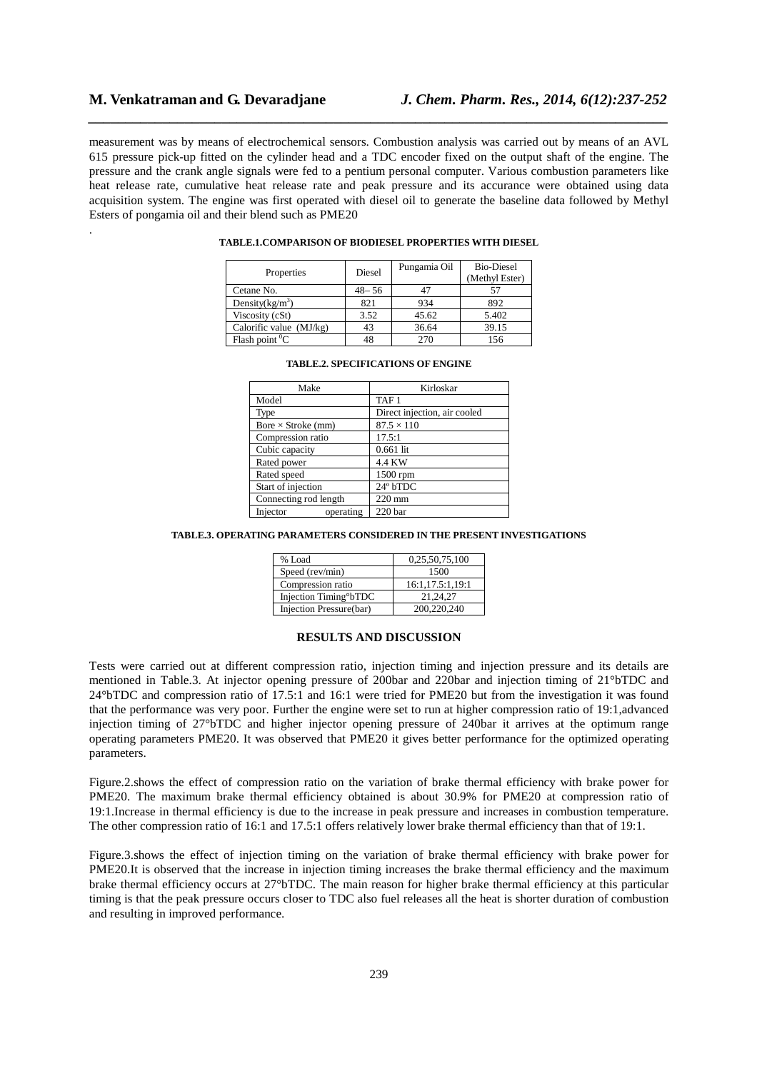measurement was by means of electrochemical sensors. Combustion analysis was carried out by means of an AVL 615 pressure pick-up fitted on the cylinder head and a TDC encoder fixed on the output shaft of the engine. The pressure and the crank angle signals were fed to a pentium personal computer. Various combustion parameters like heat release rate, cumulative heat release rate and peak pressure and its accurance were obtained using data acquisition system. The engine was first operated with diesel oil to generate the baseline data followed by Methyl Esters of pongamia oil and their blend such as PME20

.

**TABLE.1.COMPARISON OF BIODIESEL PROPERTIES WITH DIESEL**

| Properties | Diesel | Pungamia Oil | Bio-Diesel (Methyl Ester) |
|---|---|---|---|
| Cetane No. | 48– 56 | 47 | 57 |
| Density(kg/m$^3$) | 821 | 934 | 892 |
| Viscosity (cSt) | 3.52 | 45.62 | 5.402 |
| Calorific value (MJ/kg) | 43 | 36.64 | 39.15 |
| Flash point $^0$C | 48 | 270 | 156 |

**TABLE.2. SPECIFICATIONS OF ENGINE**

| Make | Kirloskar |
|---|---|
| Model | TAF 1 |
| Type | Direct injection, air cooled |
| Bore × Stroke (mm) | 87.5 × 110 |
| Compression ratio | 17.5:1 |
| Cubic capacity | 0.661 lit |
| Rated power | 4.4 KW |
| Rated speed | 1500 rpm |
| Start of injection | 24º bTDC |
| Connecting rod length | 220 mm |
| Injector operating | 220 bar |

**TABLE.3. OPERATING PARAMETERS CONSIDERED IN THE PRESENT INVESTIGATIONS**

| % Load | 0,25,50,75,100 |
|---|---|
| Speed (rev/min) | 1500 |
| Compression ratio | 16:1,17.5:1,19:1 |
| Injection Timing°bTDC | 21,24,27 |
| Injection Pressure(bar) | 200,220,240 |

## RESULTS AND DISCUSSION

Tests were carried out at different compression ratio, injection timing and injection pressure and its details are mentioned in Table.3. At injector opening pressure of 200bar and 220bar and injection timing of 21°bTDC and 24°bTDC and compression ratio of 17.5:1 and 16:1 were tried for PME20 but from the investigation it was found that the performance was very poor. Further the engine were set to run at higher compression ratio of 19:1,advanced injection timing of 27°bTDC and higher injector opening pressure of 240bar it arrives at the optimum range operating parameters PME20. It was observed that PME20 it gives better performance for the optimized operating parameters.

Figure.2.shows the effect of compression ratio on the variation of brake thermal efficiency with brake power for PME20. The maximum brake thermal efficiency obtained is about 30.9% for PME20 at compression ratio of 19:1.Increase in thermal efficiency is due to the increase in peak pressure and increases in combustion temperature. The other compression ratio of 16:1 and 17.5:1 offers relatively lower brake thermal efficiency than that of 19:1.

Figure.3.shows the effect of injection timing on the variation of brake thermal efficiency with brake power for PME20.It is observed that the increase in injection timing increases the brake thermal efficiency and the maximum brake thermal efficiency occurs at 27°bTDC. The main reason for higher brake thermal efficiency at this particular timing is that the peak pressure occurs closer to TDC also fuel releases all the heat is shorter duration of combustion and resulting in improved performance.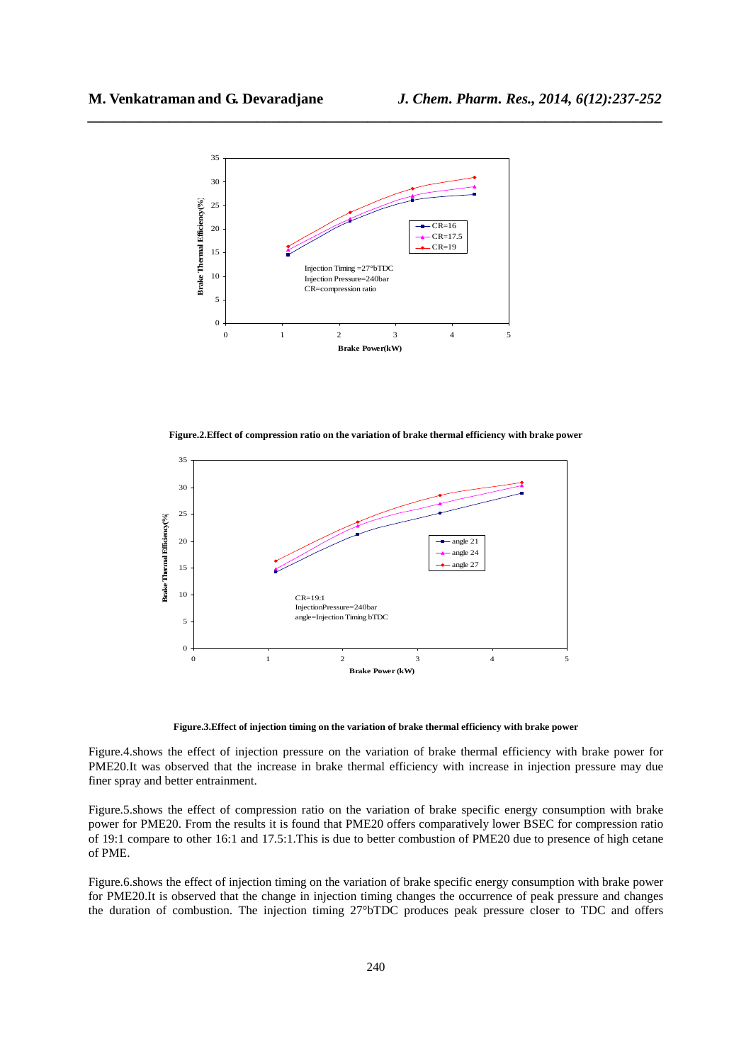**Figure.2.Effect of compression ratio on the variation of brake thermal efficiency with brake power**

**Figure.3.Effect of injection timing on the variation of brake thermal efficiency with brake power**

Figure.4.shows the effect of injection pressure on the variation of brake thermal efficiency with brake power for PME20.It was observed that the increase in brake thermal efficiency with increase in injection pressure may due finer spray and better entrainment.

Figure.5.shows the effect of compression ratio on the variation of brake specific energy consumption with brake power for PME20. From the results it is found that PME20 offers comparatively lower BSEC for compression ratio of 19:1 compare to other 16:1 and 17.5:1.This is due to better combustion of PME20 due to presence of high cetane of PME.

Figure.6.shows the effect of injection timing on the variation of brake specific energy consumption with brake power for PME20.It is observed that the change in injection timing changes the occurrence of peak pressure and changes the duration of combustion. The injection timing 27°bTDC produces peak pressure closer to TDC and offers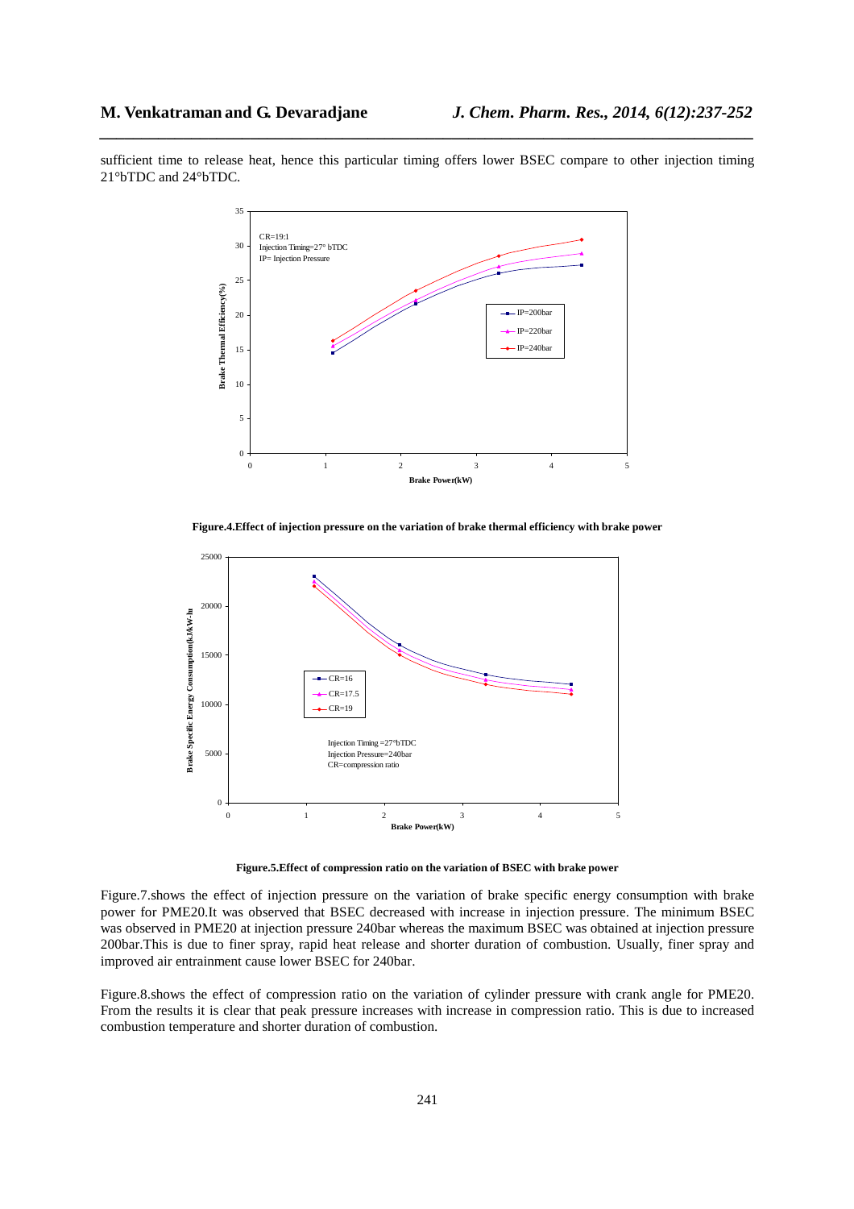sufficient time to release heat, hence this particular timing offers lower BSEC compare to other injection timing 21°bTDC and 24°bTDC.

**Figure.4.Effect of injection pressure on the variation of brake thermal efficiency with brake power**

**Figure.5.Effect of compression ratio on the variation of BSEC with brake power**

Figure.7.shows the effect of injection pressure on the variation of brake specific energy consumption with brake power for PME20.It was observed that BSEC decreased with increase in injection pressure. The minimum BSEC was observed in PME20 at injection pressure 240bar whereas the maximum BSEC was obtained at injection pressure 200bar.This is due to finer spray, rapid heat release and shorter duration of combustion. Usually, finer spray and improved air entrainment cause lower BSEC for 240bar.

Figure.8.shows the effect of compression ratio on the variation of cylinder pressure with crank angle for PME20. From the results it is clear that peak pressure increases with increase in compression ratio. This is due to increased combustion temperature and shorter duration of combustion.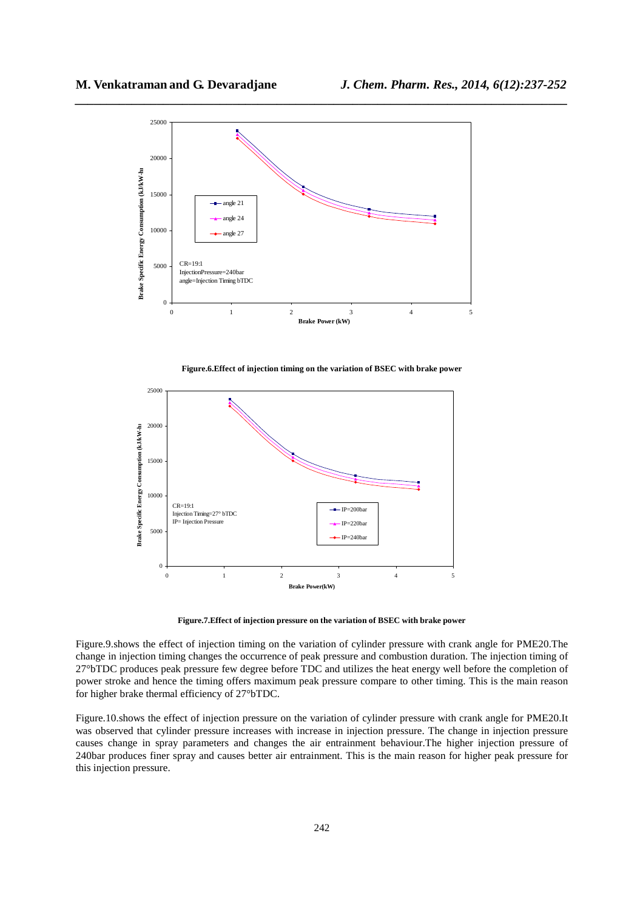Figure.6.Effect of injection timing on the variation of BSEC with brake power

Figure.7.Effect of injection pressure on the variation of BSEC with brake power

Figure.9.shows the effect of injection timing on the variation of cylinder pressure with crank angle for PME20.The change in injection timing changes the occurrence of peak pressure and combustion duration. The injection timing of 27°bTDC produces peak pressure few degree before TDC and utilizes the heat energy well before the completion of power stroke and hence the timing offers maximum peak pressure compare to other timing. This is the main reason for higher brake thermal efficiency of 27°bTDC.

Figure.10.shows the effect of injection pressure on the variation of cylinder pressure with crank angle for PME20.It was observed that cylinder pressure increases with increase in injection pressure. The change in injection pressure causes change in spray parameters and changes the air entrainment behaviour.The higher injection pressure of 240bar produces finer spray and causes better air entrainment. This is the main reason for higher peak pressure for this injection pressure.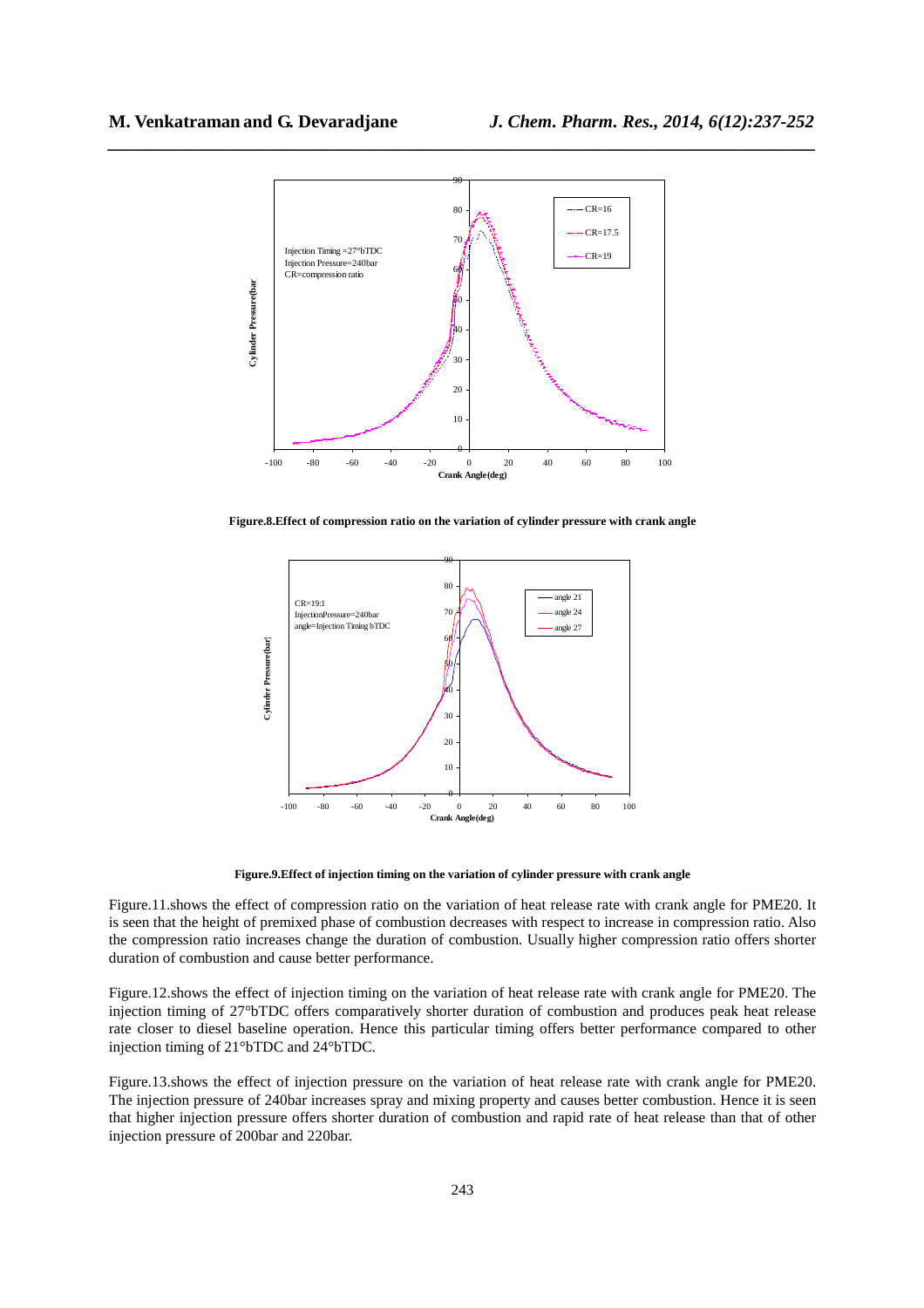**Figure.8.Effect of compression ratio on the variation of cylinder pressure with crank angle**

**Figure.9.Effect of injection timing on the variation of cylinder pressure with crank angle**

Figure.11.shows the effect of compression ratio on the variation of heat release rate with crank angle for PME20. It is seen that the height of premixed phase of combustion decreases with respect to increase in compression ratio. Also the compression ratio increases change the duration of combustion. Usually higher compression ratio offers shorter duration of combustion and cause better performance.

Figure.12.shows the effect of injection timing on the variation of heat release rate with crank angle for PME20. The injection timing of 27°bTDC offers comparatively shorter duration of combustion and produces peak heat release rate closer to diesel baseline operation. Hence this particular timing offers better performance compared to other injection timing of 21°bTDC and 24°bTDC.

Figure.13.shows the effect of injection pressure on the variation of heat release rate with crank angle for PME20. The injection pressure of 240bar increases spray and mixing property and causes better combustion. Hence it is seen that higher injection pressure offers shorter duration of combustion and rapid rate of heat release than that of other injection pressure of 200bar and 220bar.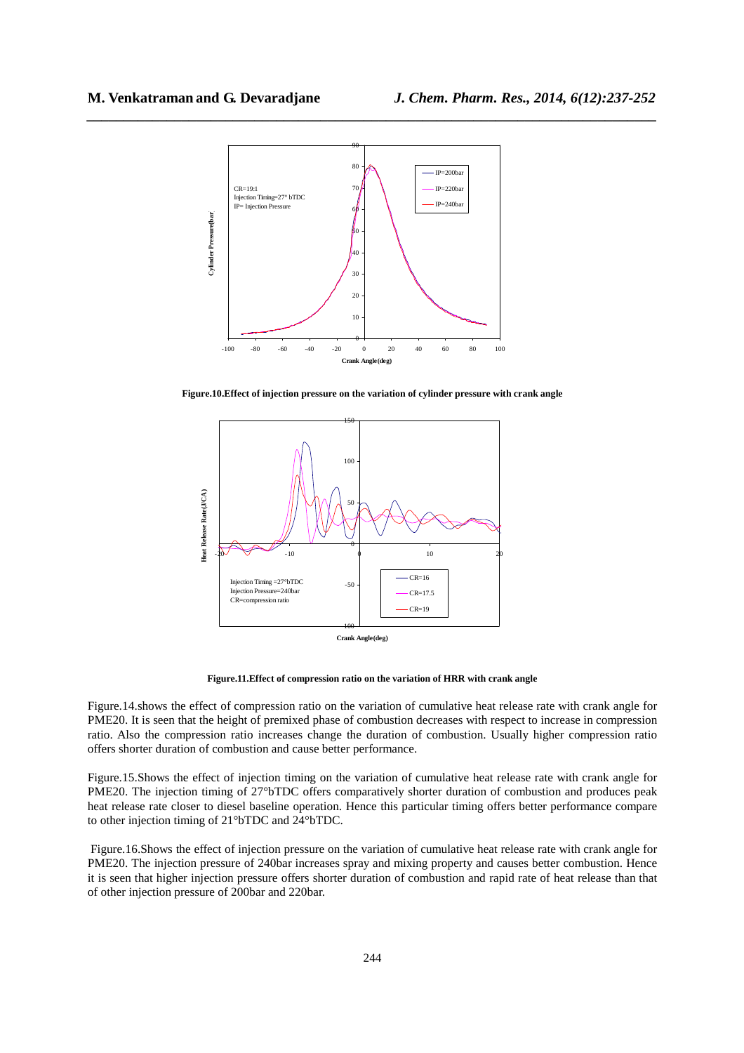**Figure.10.Effect of injection pressure on the variation of cylinder pressure with crank angle**

**Figure.11.Effect of compression ratio on the variation of HRR with crank angle**

Figure.14.shows the effect of compression ratio on the variation of cumulative heat release rate with crank angle for PME20. It is seen that the height of premixed phase of combustion decreases with respect to increase in compression ratio. Also the compression ratio increases change the duration of combustion. Usually higher compression ratio offers shorter duration of combustion and cause better performance.

Figure.15.Shows the effect of injection timing on the variation of cumulative heat release rate with crank angle for PME20. The injection timing of 27°bTDC offers comparatively shorter duration of combustion and produces peak heat release rate closer to diesel baseline operation. Hence this particular timing offers better performance compare to other injection timing of 21°bTDC and 24°bTDC.

Figure.16.Shows the effect of injection pressure on the variation of cumulative heat release rate with crank angle for PME20. The injection pressure of 240bar increases spray and mixing property and causes better combustion. Hence it is seen that higher injection pressure offers shorter duration of combustion and rapid rate of heat release than that of other injection pressure of 200bar and 220bar.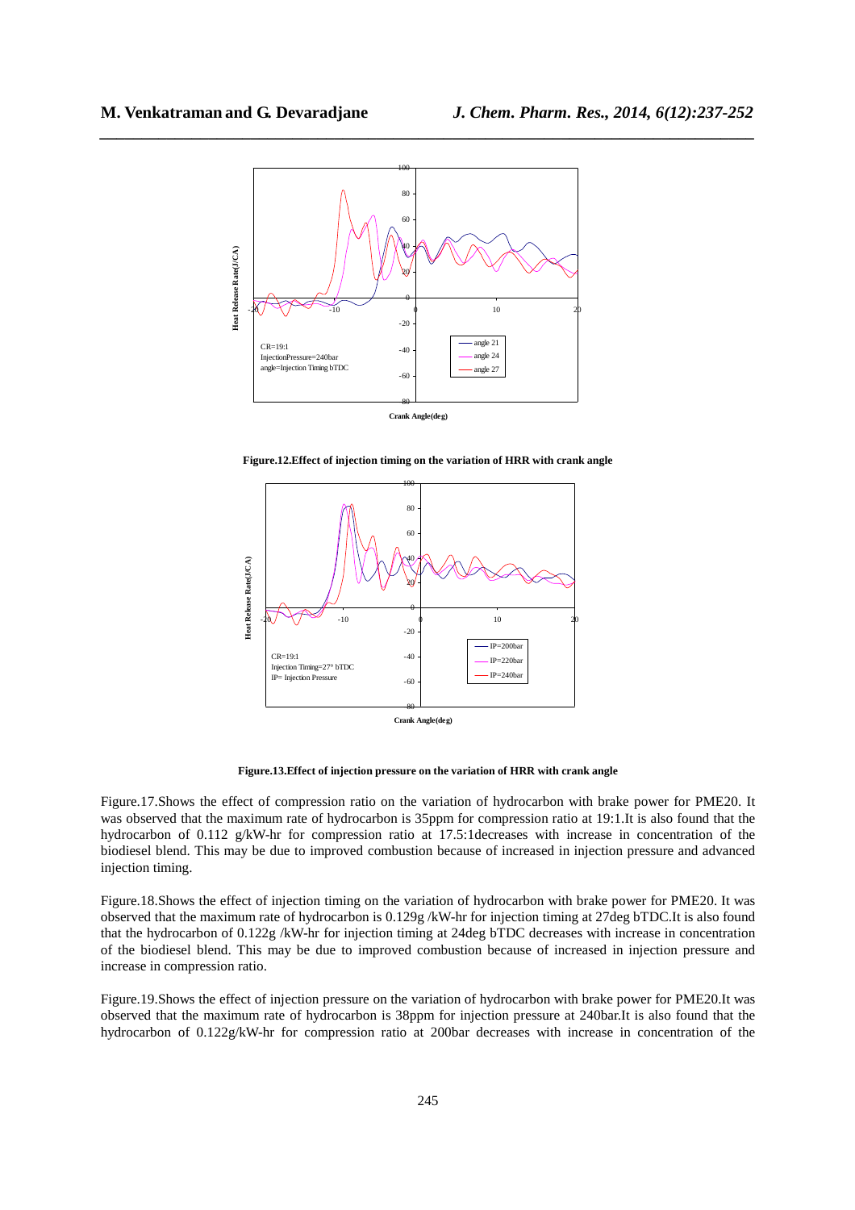**Figure.12.Effect of injection timing on the variation of HRR with crank angle**

**Figure.13.Effect of injection pressure on the variation of HRR with crank angle**

Figure.17.Shows the effect of compression ratio on the variation of hydrocarbon with brake power for PME20. It was observed that the maximum rate of hydrocarbon is 35ppm for compression ratio at 19:1.It is also found that the hydrocarbon of 0.112 g/kW-hr for compression ratio at 17.5:1decreases with increase in concentration of the biodiesel blend. This may be due to improved combustion because of increased in injection pressure and advanced injection timing.

Figure.18.Shows the effect of injection timing on the variation of hydrocarbon with brake power for PME20. It was observed that the maximum rate of hydrocarbon is 0.129g /kW-hr for injection timing at 27deg bTDC.It is also found that the hydrocarbon of 0.122g /kW-hr for injection timing at 24deg bTDC decreases with increase in concentration of the biodiesel blend. This may be due to improved combustion because of increased in injection pressure and increase in compression ratio.

Figure.19.Shows the effect of injection pressure on the variation of hydrocarbon with brake power for PME20.It was observed that the maximum rate of hydrocarbon is 38ppm for injection pressure at 240bar.It is also found that the hydrocarbon of 0.122g/kW-hr for compression ratio at 200bar decreases with increase in concentration of the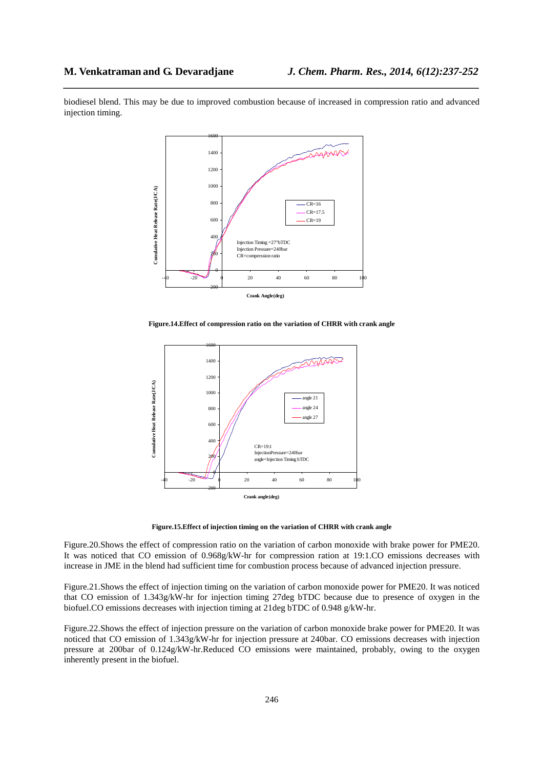biodiesel blend. This may be due to improved combustion because of increased in compression ratio and advanced injection timing.

**Figure.14.Effect of compression ratio on the variation of CHRR with crank angle**

**Figure.15.Effect of injection timing on the variation of CHRR with crank angle**

Figure.20.Shows the effect of compression ratio on the variation of carbon monoxide with brake power for PME20. It was noticed that CO emission of 0.968g/kW-hr for compression ration at 19:1.CO emissions decreases with increase in JME in the blend had sufficient time for combustion process because of advanced injection pressure.

Figure.21.Shows the effect of injection timing on the variation of carbon monoxide power for PME20. It was noticed that CO emission of 1.343g/kW-hr for injection timing 27deg bTDC because due to presence of oxygen in the biofuel.CO emissions decreases with injection timing at 21deg bTDC of 0.948 g/kW-hr.

Figure.22.Shows the effect of injection pressure on the variation of carbon monoxide brake power for PME20. It was noticed that CO emission of 1.343g/kW-hr for injection pressure at 240bar. CO emissions decreases with injection pressure at 200bar of 0.124g/kW-hr.Reduced CO emissions were maintained, probably, owing to the oxygen inherently present in the biofuel.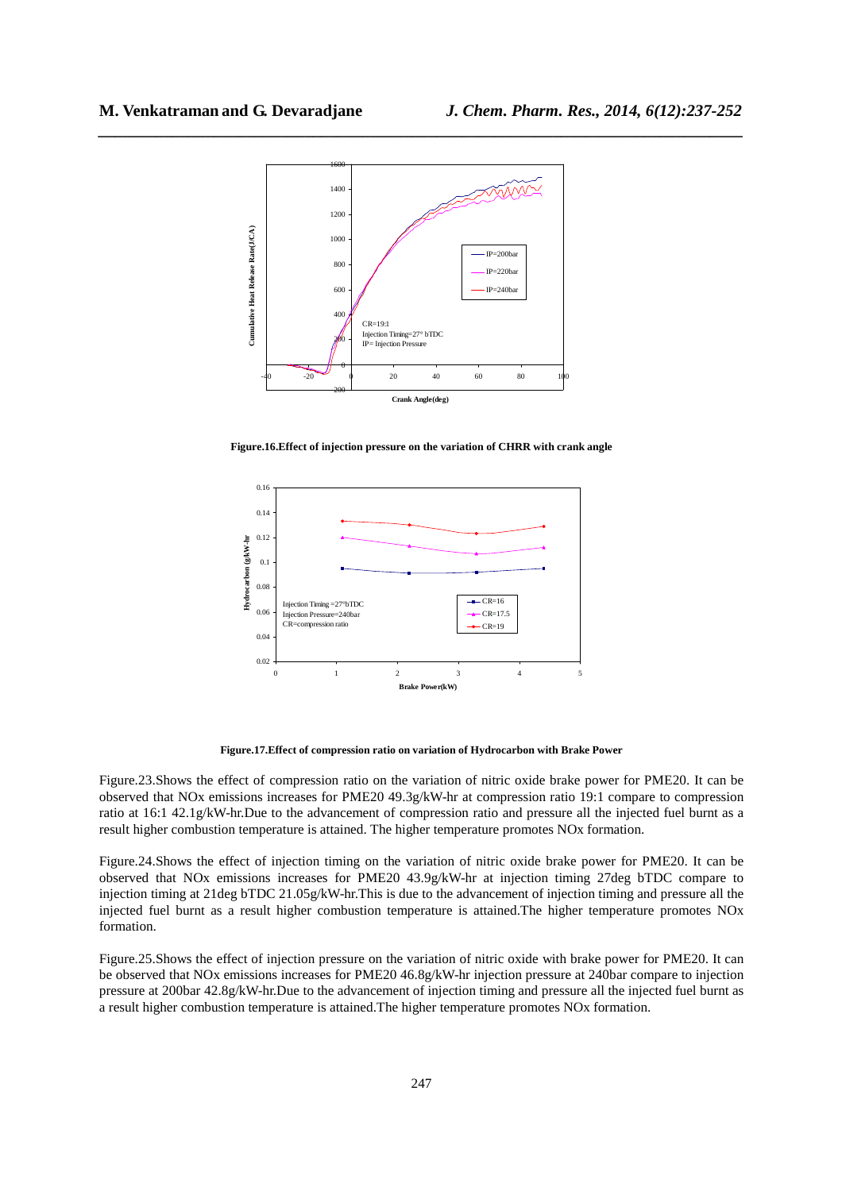**Figure.16.Effect of injection pressure on the variation of CHRR with crank angle**

**Figure.17.Effect of compression ratio on variation of Hydrocarbon with Brake Power**

Figure.23.Shows the effect of compression ratio on the variation of nitric oxide brake power for PME20. It can be observed that NOx emissions increases for PME20 49.3g/kW-hr at compression ratio 19:1 compare to compression ratio at 16:1 42.1g/kW-hr.Due to the advancement of compression ratio and pressure all the injected fuel burnt as a result higher combustion temperature is attained. The higher temperature promotes NOx formation.

Figure.24.Shows the effect of injection timing on the variation of nitric oxide brake power for PME20. It can be observed that NOx emissions increases for PME20 43.9g/kW-hr at injection timing 27deg bTDC compare to injection timing at 21deg bTDC 21.05g/kW-hr.This is due to the advancement of injection timing and pressure all the injected fuel burnt as a result higher combustion temperature is attained.The higher temperature promotes NOx formation.

Figure.25.Shows the effect of injection pressure on the variation of nitric oxide with brake power for PME20. It can be observed that NOx emissions increases for PME20 46.8g/kW-hr injection pressure at 240bar compare to injection pressure at 200bar 42.8g/kW-hr.Due to the advancement of injection timing and pressure all the injected fuel burnt as a result higher combustion temperature is attained.The higher temperature promotes NOx formation.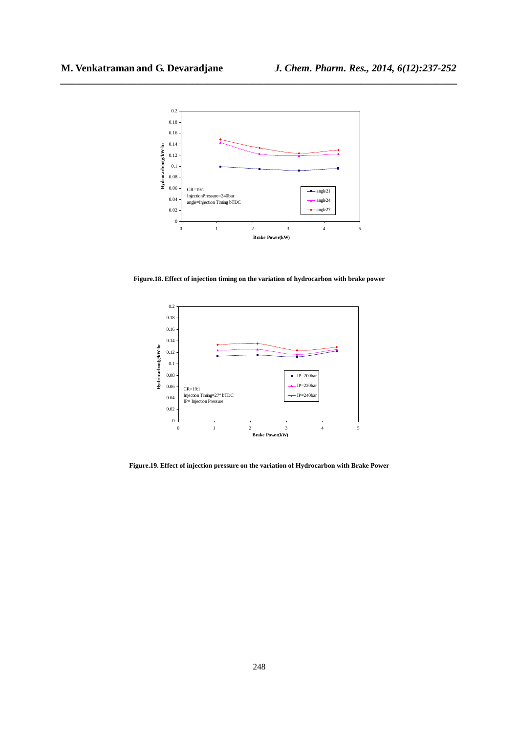Figure.18. Effect of injection timing on the variation of hydrocarbon with brake power

Figure.19. Effect of injection pressure on the variation of Hydrocarbon with Brake Power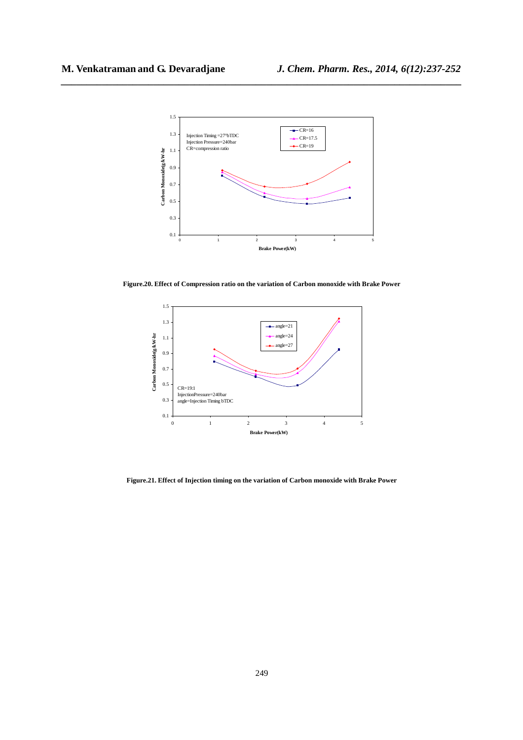Figure.20. Effect of Compression ratio on the variation of Carbon monoxide with Brake Power

Figure.21. Effect of Injection timing on the variation of Carbon monoxide with Brake Power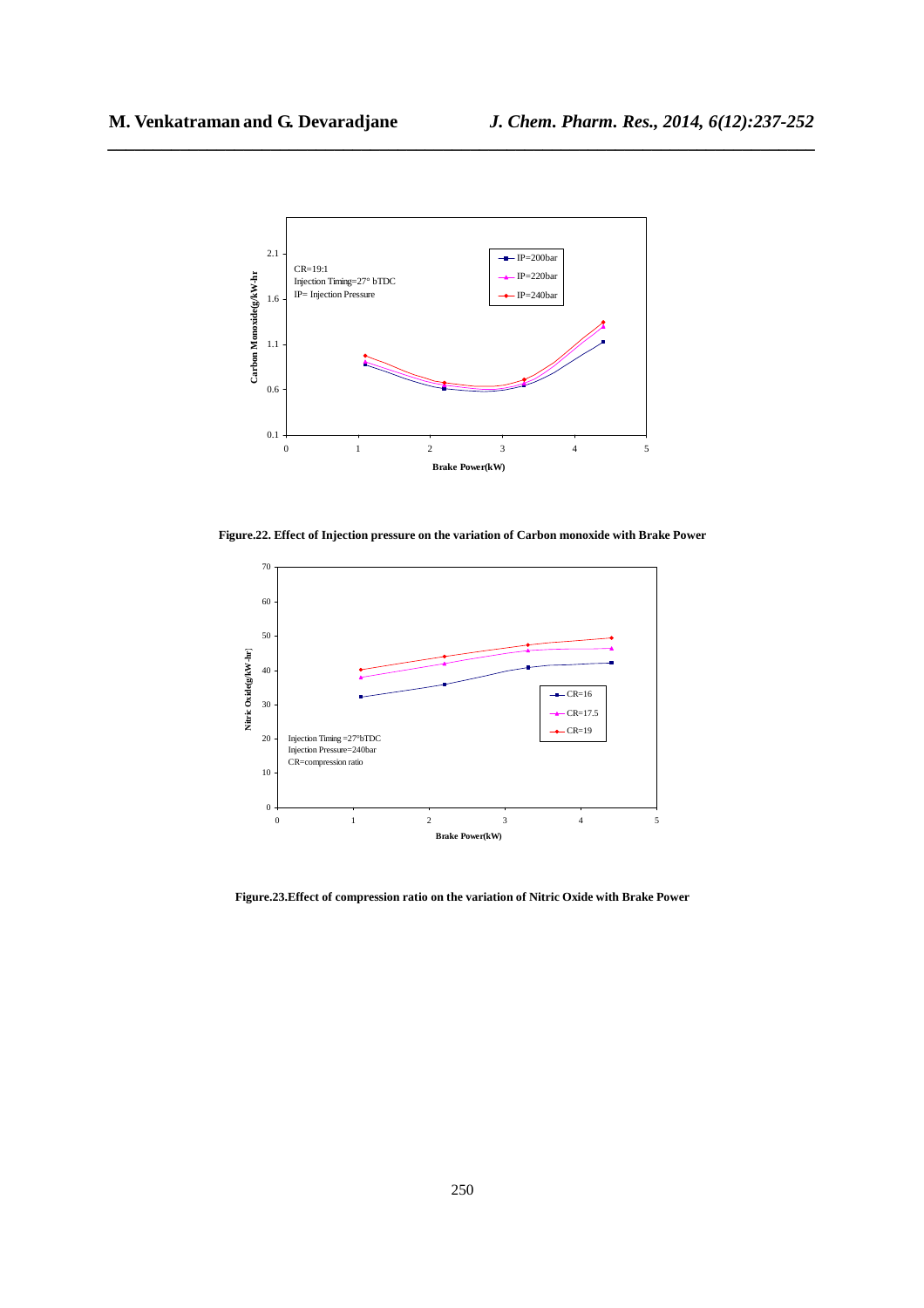Figure.22. Effect of Injection pressure on the variation of Carbon monoxide with Brake Power

Figure.23.Effect of compression ratio on the variation of Nitric Oxide with Brake Power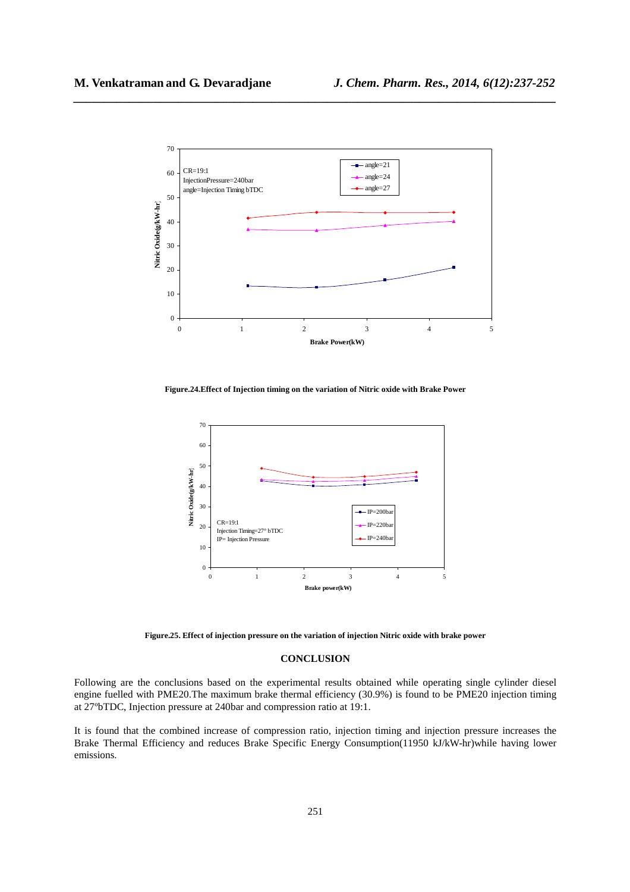Figure.24.Effect of Injection timing on the variation of Nitric oxide with Brake Power

Figure.25. Effect of injection pressure on the variation of injection Nitric oxide with brake power

## CONCLUSION

Following are the conclusions based on the experimental results obtained while operating single cylinder diesel engine fuelled with PME20.The maximum brake thermal efficiency (30.9%) is found to be PME20 injection timing at 27°bTDC, Injection pressure at 240bar and compression ratio at 19:1.

It is found that the combined increase of compression ratio, injection timing and injection pressure increases the Brake Thermal Efficiency and reduces Brake Specific Energy Consumption(11950 kJ/kW-hr)while having lower emissions.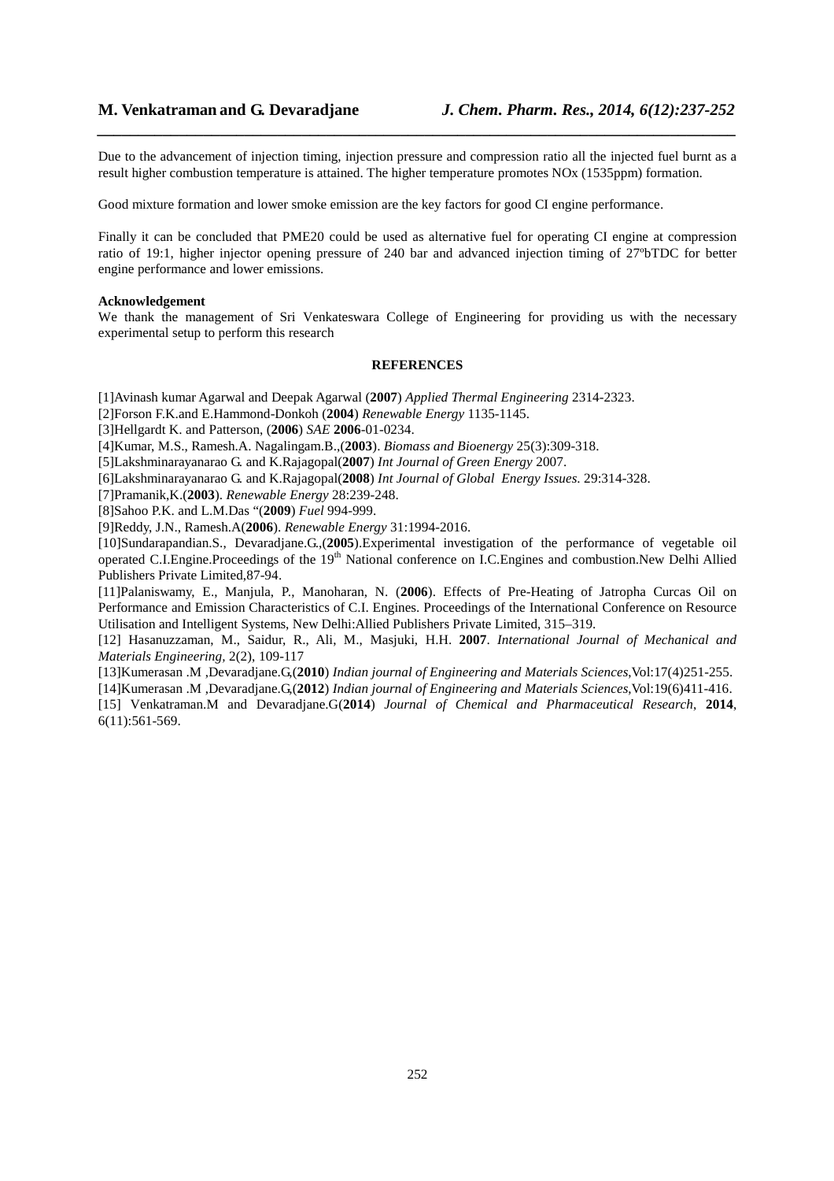Due to the advancement of injection timing, injection pressure and compression ratio all the injected fuel burnt as a result higher combustion temperature is attained. The higher temperature promotes NOx (1535ppm) formation.

Good mixture formation and lower smoke emission are the key factors for good CI engine performance.

Finally it can be concluded that PME20 could be used as alternative fuel for operating CI engine at compression ratio of 19:1, higher injector opening pressure of 240 bar and advanced injection timing of 27ºbTDC for better engine performance and lower emissions.

**Acknowledgement**

We thank the management of Sri Venkateswara College of Engineering for providing us with the necessary experimental setup to perform this research

## REFERENCES

[1]Avinash kumar Agarwal and Deepak Agarwal (**2007**) *Applied Thermal Engineering* 2314-2323.

[2]Forson F.K.and E.Hammond-Donkoh (**2004**) *Renewable Energy* 1135-1145.

[3]Hellgardt K. and Patterson, (**2006**) *SAE* **2006**-01-0234.

[4]Kumar, M.S., Ramesh.A. Nagalingam.B.,(**2003**). *Biomass and Bioenergy* 25(3):309-318.

[5]Lakshminarayanarao G. and K.Rajagopal(**2007**) *Int Journal of Green Energy* 2007.

[6]Lakshminarayanarao G. and K.Rajagopal(**2008**) *Int Journal of Global Energy Issues*. 29:314-328.

[7]Pramanik,K.(**2003**). *Renewable Energy* 28:239-248.

[8]Sahoo P.K. and L.M.Das "(**2009**) *Fuel* 994-999.

[9]Reddy, J.N., Ramesh.A(**2006**). *Renewable Energy* 31:1994-2016.

[10]Sundarapandian.S., Devaradjane.G.,(**2005**).Experimental investigation of the performance of vegetable oil operated C.I.Engine.Proceedings of the 19th National conference on I.C.Engines and combustion.New Delhi Allied Publishers Private Limited,87-94.

[11]Palaniswamy, E., Manjula, P., Manoharan, N. (**2006**). Effects of Pre-Heating of Jatropha Curcas Oil on Performance and Emission Characteristics of C.I. Engines. Proceedings of the International Conference on Resource Utilisation and Intelligent Systems, New Delhi:Allied Publishers Private Limited, 315–319.

[12] Hasanuzzaman, M., Saidur, R., Ali, M., Masjuki, H.H. **2007**. *International Journal of Mechanical and Materials Engineering*, 2(2), 109-117

[13]Kumerasan .M ,Devaradjane.G,(**2010**) *Indian journal of Engineering and Materials Sciences*,Vol:17(4)251-255.

[14]Kumerasan .M ,Devaradjane.G,(**2012**) *Indian journal of Engineering and Materials Sciences*,Vol:19(6)411-416.

[15] Venkatraman.M and Devaradjane.G(**2014**) *Journal of Chemical and Pharmaceutical Research*, **2014**, 6(11):561-569.